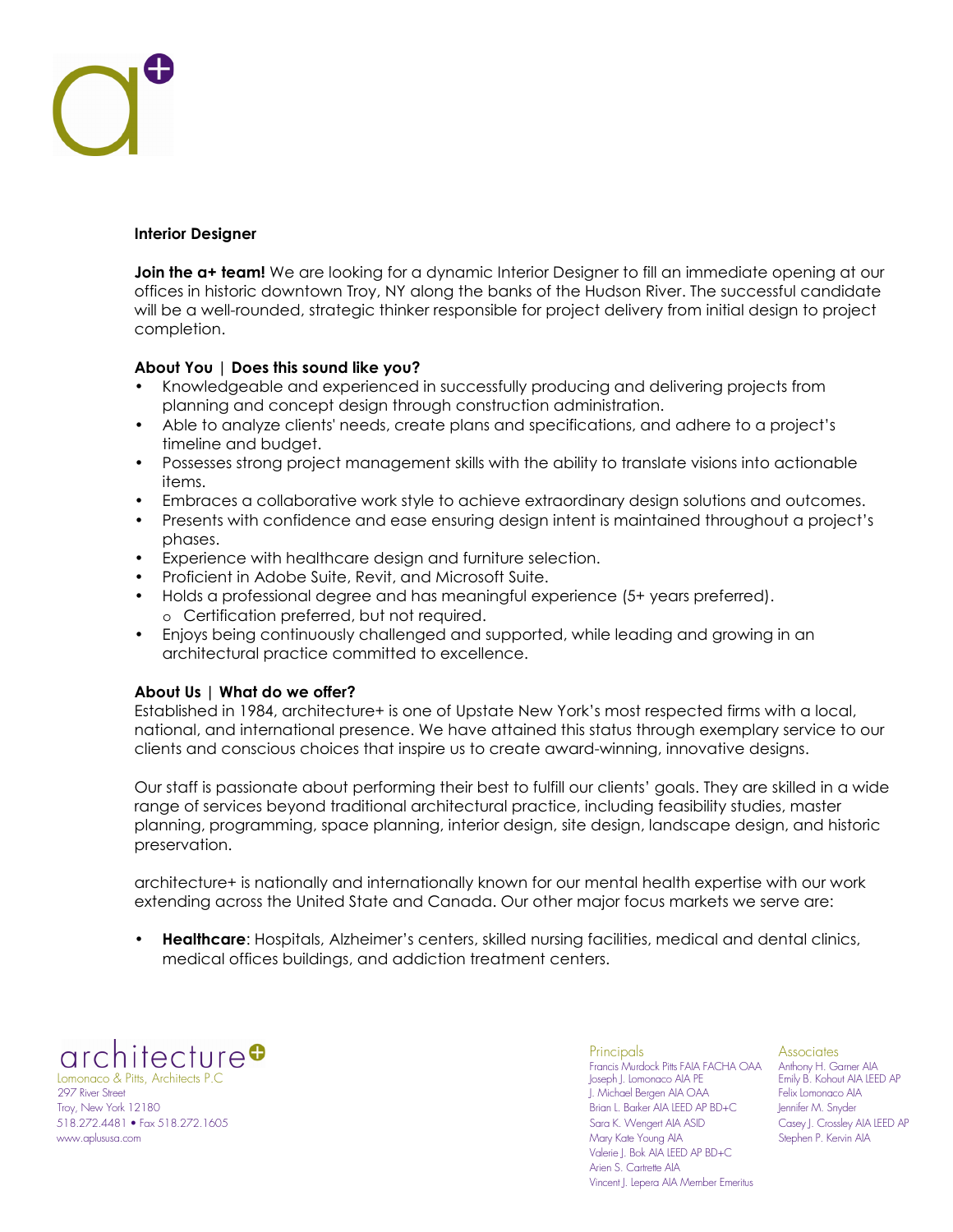**Interior Designer**

**Join the a+ team!** We are looking for a dynamic Interior Designer to fill an immediate opening at our offices in historic downtown Troy, NY along the banks of the Hudson River. The successful candidate will be a well-rounded, strategic thinker responsible for project delivery from initial design to project completion.

**About You | Does this sound like you?**

- Knowledgeable and experienced in successfully producing and delivering projects from planning and concept design through construction administration.
- Able to analyze clients' needs, create plans and specifications, and adhere to a project's timeline and budget.
- Possesses strong project management skills with the ability to translate visions into actionable items.
- Embraces a collaborative work style to achieve extraordinary design solutions and outcomes.
- Presents with confidence and ease ensuring design intent is maintained throughout a project's phases.
- Experience with healthcare design and furniture selection.
- Proficient in Adobe Suite, Revit, and Microsoft Suite.
- Holds a professional degree and has meaningful experience (5+ years preferred).
  - Certification preferred, but not required.
- Enjoys being continuously challenged and supported, while leading and growing in an architectural practice committed to excellence.

**About Us | What do we offer?**

Established in 1984, architecture+ is one of Upstate New York's most respected firms with a local, national, and international presence. We have attained this status through exemplary service to our clients and conscious choices that inspire us to create award-winning, innovative designs.

Our staff is passionate about performing their best to fulfill our clients' goals. They are skilled in a wide range of services beyond traditional architectural practice, including feasibility studies, master planning, programming, space planning, interior design, site design, landscape design, and historic preservation.

architecture+ is nationally and internationally known for our mental health expertise with our work extending across the United State and Canada. Our other major focus markets we serve are:

- **Healthcare**: Hospitals, Alzheimer's centers, skilled nursing facilities, medical and dental clinics, medical offices buildings, and addiction treatment centers.

architecture+
Lomonaco & Pitts, Architects P.C
297 River Street
Troy, New York 12180
518.272.4481 • Fax 518.272.1605
www.aplususa.com

Principals
Francis Murdock Pitts FAIA FACHA OAA
Joseph J. Lomonaco AIA PE
J. Michael Bergen AIA OAA
Brian L. Barker AIA LEED AP BD+C
Sara K. Wengert AIA ASID
Mary Kate Young AIA
Valerie J. Bok AIA LEED AP BD+C
Arien S. Cartrette AIA
Vincent J. Lepera AIA Member Emeritus

Associates
Anthony H. Garner AIA
Emily B. Kohout AIA LEED AP
Felix Lomonaco AIA
Jennifer M. Snyder
Casey J. Crossley AIA LEED AP
Stephen P. Kervin AIA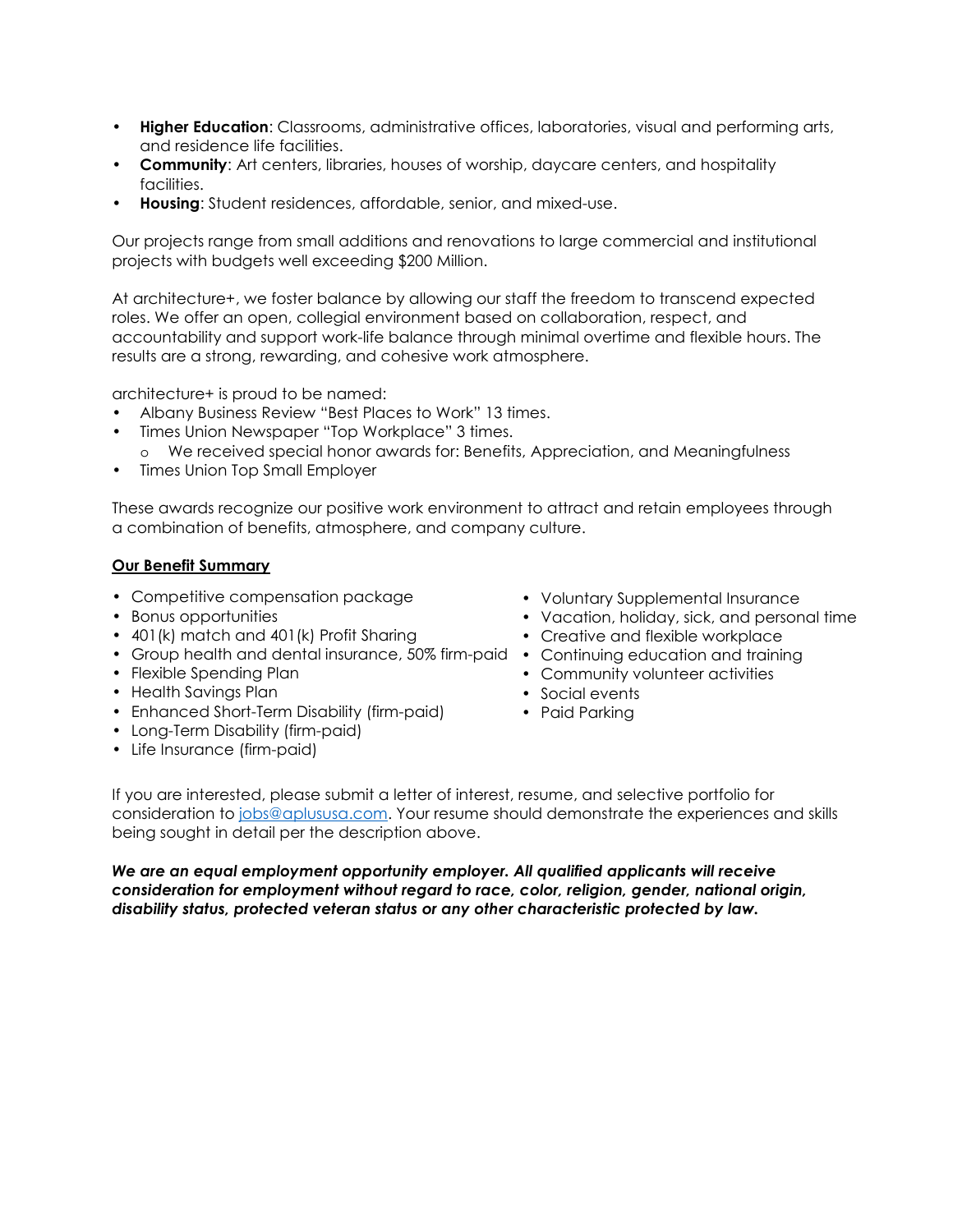- **Higher Education**: Classrooms, administrative offices, laboratories, visual and performing arts, and residence life facilities.
- **Community**: Art centers, libraries, houses of worship, daycare centers, and hospitality facilities.
- **Housing**: Student residences, affordable, senior, and mixed-use.

Our projects range from small additions and renovations to large commercial and institutional projects with budgets well exceeding $200 Million.

At architecture+, we foster balance by allowing our staff the freedom to transcend expected roles. We offer an open, collegial environment based on collaboration, respect, and accountability and support work-life balance through minimal overtime and flexible hours. The results are a strong, rewarding, and cohesive work atmosphere.

architecture+ is proud to be named:

- Albany Business Review "Best Places to Work" 13 times.
- Times Union Newspaper "Top Workplace" 3 times.
  - We received special honor awards for: Benefits, Appreciation, and Meaningfulness
- Times Union Top Small Employer

These awards recognize our positive work environment to attract and retain employees through a combination of benefits, atmosphere, and company culture.

**Our Benefit Summary**

- Competitive compensation package
- Bonus opportunities
- 401(k) match and 401(k) Profit Sharing
- Group health and dental insurance, 50% firm-paid
- Flexible Spending Plan
- Health Savings Plan
- Enhanced Short-Term Disability (firm-paid)
- Long-Term Disability (firm-paid)
- Life Insurance (firm-paid)
- Voluntary Supplemental Insurance
- Vacation, holiday, sick, and personal time
- Creative and flexible workplace
- Continuing education and training
- Community volunteer activities
- Social events
- Paid Parking

If you are interested, please submit a letter of interest, resume, and selective portfolio for consideration to jobs@aplususa.com. Your resume should demonstrate the experiences and skills being sought in detail per the description above.

***We are an equal employment opportunity employer. All qualified applicants will receive consideration for employment without regard to race, color, religion, gender, national origin, disability status, protected veteran status or any other characteristic protected by law.***